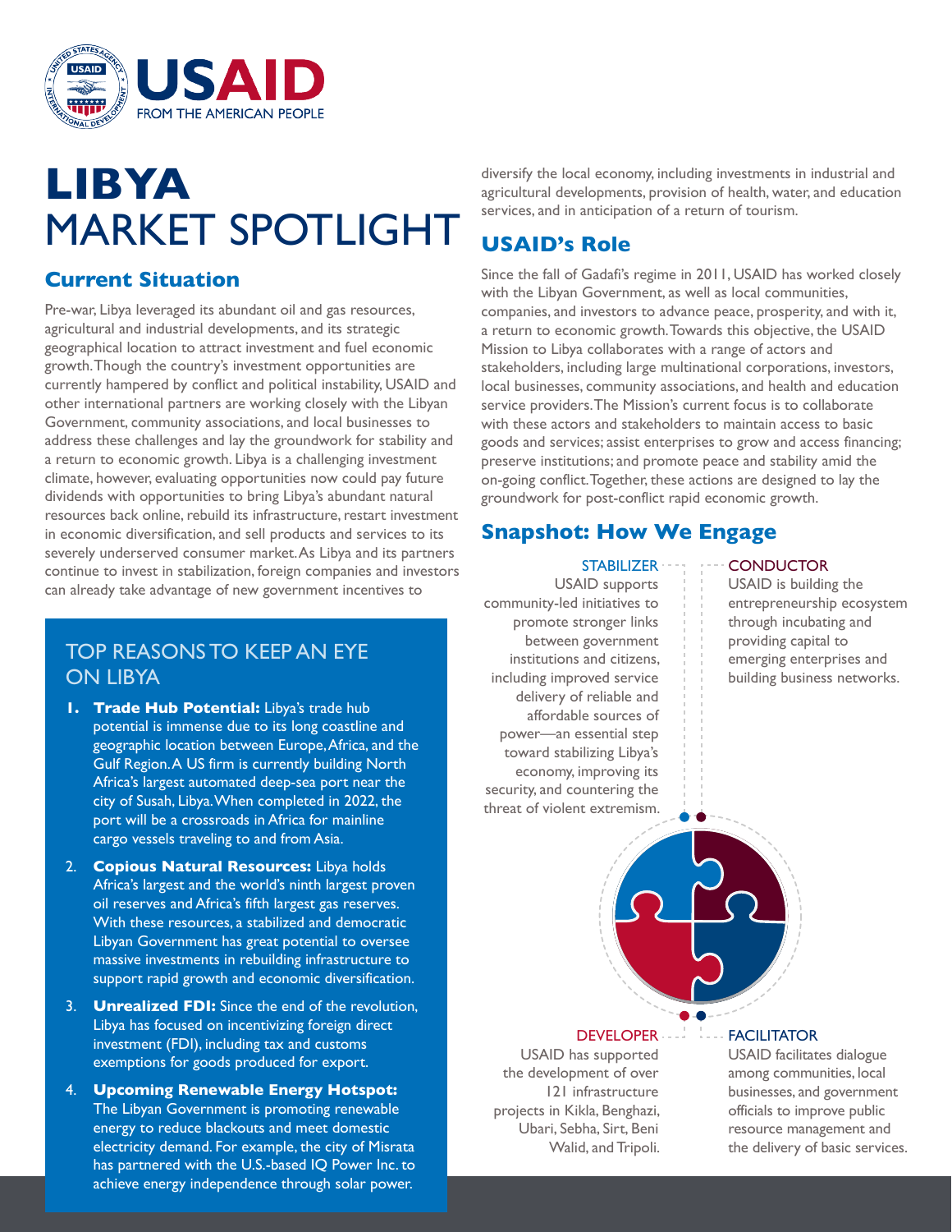# LIBYA MARKET SPOTLIGHT

## Current Situation

Pre-war, Libya leveraged its abundant oil and gas resources, agricultural and industrial developments, and its strategic geographical location to attract investment and fuel economic growth. Though the country's investment opportunities are currently hampered by conflict and political instability, USAID and other international partners are working closely with the Libyan Government, community associations, and local businesses to address these challenges and lay the groundwork for stability and a return to economic growth. Libya is a challenging investment climate, however, evaluating opportunities now could pay future dividends with opportunities to bring Libya's abundant natural resources back online, rebuild its infrastructure, restart investment in economic diversification, and sell products and services to its severely underserved consumer market. As Libya and its partners continue to invest in stabilization, foreign companies and investors can already take advantage of new government incentives to diversify the local economy, including investments in industrial and agricultural developments, provision of health, water, and education services, and in anticipation of a return of tourism.

### TOP REASONS TO KEEP AN EYE ON LIBYA

1. **Trade Hub Potential:** Libya's trade hub potential is immense due to its long coastline and geographic location between Europe, Africa, and the Gulf Region. A US firm is currently building North Africa's largest automated deep-sea port near the city of Susah, Libya. When completed in 2022, the port will be a crossroads in Africa for mainline cargo vessels traveling to and from Asia.
2. **Copious Natural Resources:** Libya holds Africa's largest and the world's ninth largest proven oil reserves and Africa's fifth largest gas reserves. With these resources, a stabilized and democratic Libyan Government has great potential to oversee massive investments in rebuilding infrastructure to support rapid growth and economic diversification.
3. **Unrealized FDI:** Since the end of the revolution, Libya has focused on incentivizing foreign direct investment (FDI), including tax and customs exemptions for goods produced for export.
4. **Upcoming Renewable Energy Hotspot:** The Libyan Government is promoting renewable energy to reduce blackouts and meet domestic electricity demand. For example, the city of Misrata has partnered with the U.S.-based IQ Power Inc. to achieve energy independence through solar power.

## USAID's Role

Since the fall of Gadafi's regime in 2011, USAID has worked closely with the Libyan Government, as well as local communities, companies, and investors to advance peace, prosperity, and with it, a return to economic growth. Towards this objective, the USAID Mission to Libya collaborates with a range of actors and stakeholders, including large multinational corporations, investors, local businesses, community associations, and health and education service providers. The Mission's current focus is to collaborate with these actors and stakeholders to maintain access to basic goods and services; assist enterprises to grow and access financing; preserve institutions; and promote peace and stability amid the on-going conflict. Together, these actions are designed to lay the groundwork for post-conflict rapid economic growth.

## Snapshot: How We Engage

**STABILIZER**
USAID supports community-led initiatives to promote stronger links between government institutions and citizens, including improved service delivery of reliable and affordable sources of power—an essential step toward stabilizing Libya's economy, improving its security, and countering the threat of violent extremism.

**CONDUCTOR**
USAID is building the entrepreneurship ecosystem through incubating and providing capital to emerging enterprises and building business networks.

**DEVELOPER**
USAID has supported the development of over 121 infrastructure projects in Kikla, Benghazi, Ubari, Sebha, Sirt, Beni Walid, and Tripoli.

**FACILITATOR**
USAID facilitates dialogue among communities, local businesses, and government officials to improve public resource management and the delivery of basic services.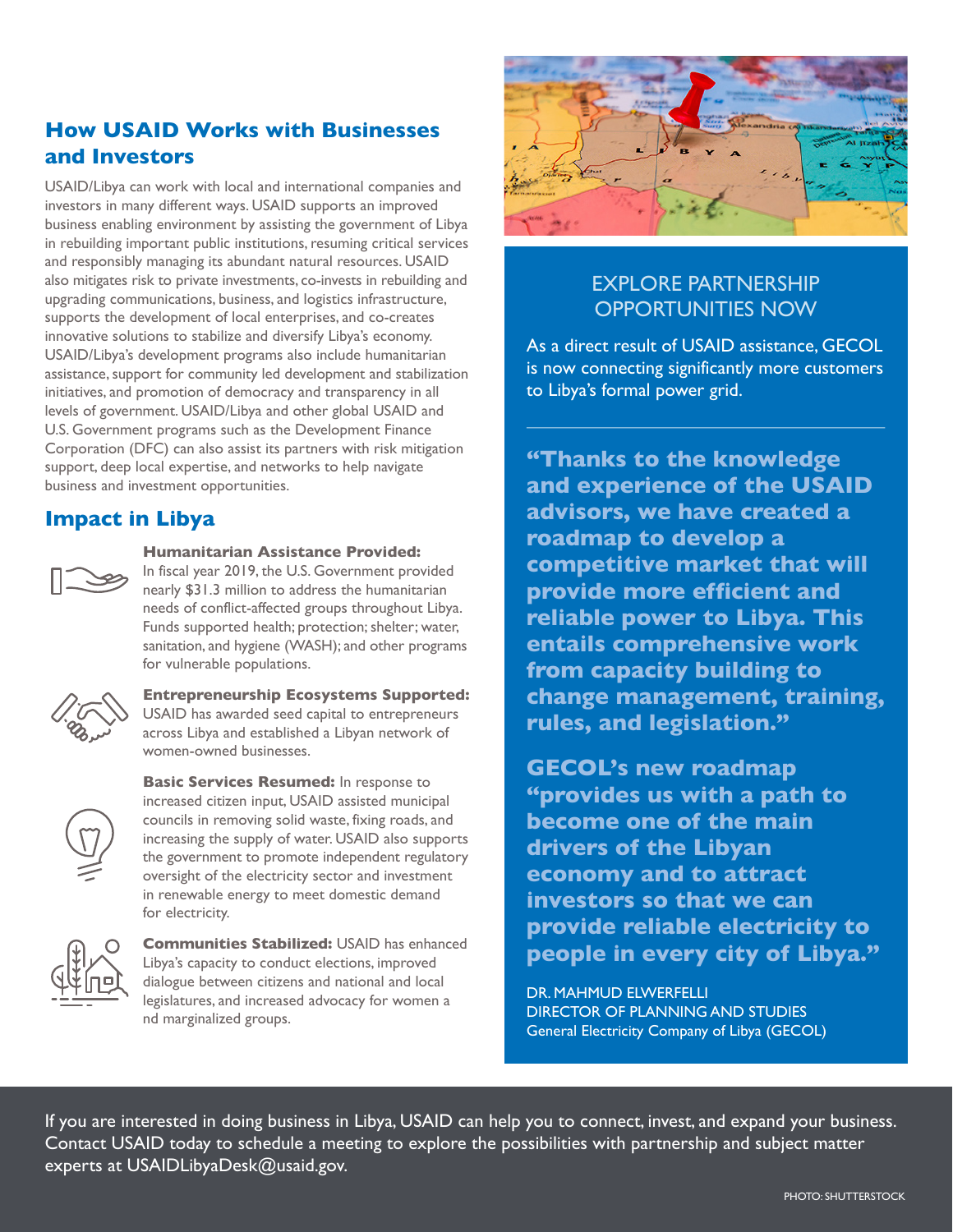## How USAID Works with Businesses and Investors

USAID/Libya can work with local and international companies and investors in many different ways. USAID supports an improved business enabling environment by assisting the government of Libya in rebuilding important public institutions, resuming critical services and responsibly managing its abundant natural resources. USAID also mitigates risk to private investments, co-invests in rebuilding and upgrading communications, business, and logistics infrastructure, supports the development of local enterprises, and co-creates innovative solutions to stabilize and diversify Libya's economy. USAID/Libya's development programs also include humanitarian assistance, support for community led development and stabilization initiatives, and promotion of democracy and transparency in all levels of government. USAID/Libya and other global USAID and U.S. Government programs such as the Development Finance Corporation (DFC) can also assist its partners with risk mitigation support, deep local expertise, and networks to help navigate business and investment opportunities.

## Impact in Libya

**Humanitarian Assistance Provided:** In fiscal year 2019, the U.S. Government provided nearly $31.3 million to address the humanitarian needs of conflict-affected groups throughout Libya. Funds supported health; protection; shelter; water, sanitation, and hygiene (WASH); and other programs for vulnerable populations.

**Entrepreneurship Ecosystems Supported:** USAID has awarded seed capital to entrepreneurs across Libya and established a Libyan network of women-owned businesses.

**Basic Services Resumed:** In response to increased citizen input, USAID assisted municipal councils in removing solid waste, fixing roads, and increasing the supply of water. USAID also supports the government to promote independent regulatory oversight of the electricity sector and investment in renewable energy to meet domestic demand for electricity.

**Communities Stabilized:** USAID has enhanced Libya's capacity to conduct elections, improved dialogue between citizens and national and local legislatures, and increased advocacy for women a nd marginalized groups.

### EXPLORE PARTNERSHIP OPPORTUNITIES NOW

As a direct result of USAID assistance, GECOL is now connecting significantly more customers to Libya's formal power grid.

**"Thanks to the knowledge and experience of the USAID advisors, we have created a roadmap to develop a competitive market that will provide more efficient and reliable power to Libya. This entails comprehensive work from capacity building to change management, training, rules, and legislation."**

**GECOL's new roadmap "provides us with a path to become one of the main drivers of the Libyan economy and to attract investors so that we can provide reliable electricity to people in every city of Libya."**

DR. MAHMUD ELWERFELLI
DIRECTOR OF PLANNING AND STUDIES
General Electricity Company of Libya (GECOL)

If you are interested in doing business in Libya, USAID can help you to connect, invest, and expand your business. Contact USAID today to schedule a meeting to explore the possibilities with partnership and subject matter experts at USAIDLibyaDesk@usaid.gov.

PHOTO: SHUTTERSTOCK